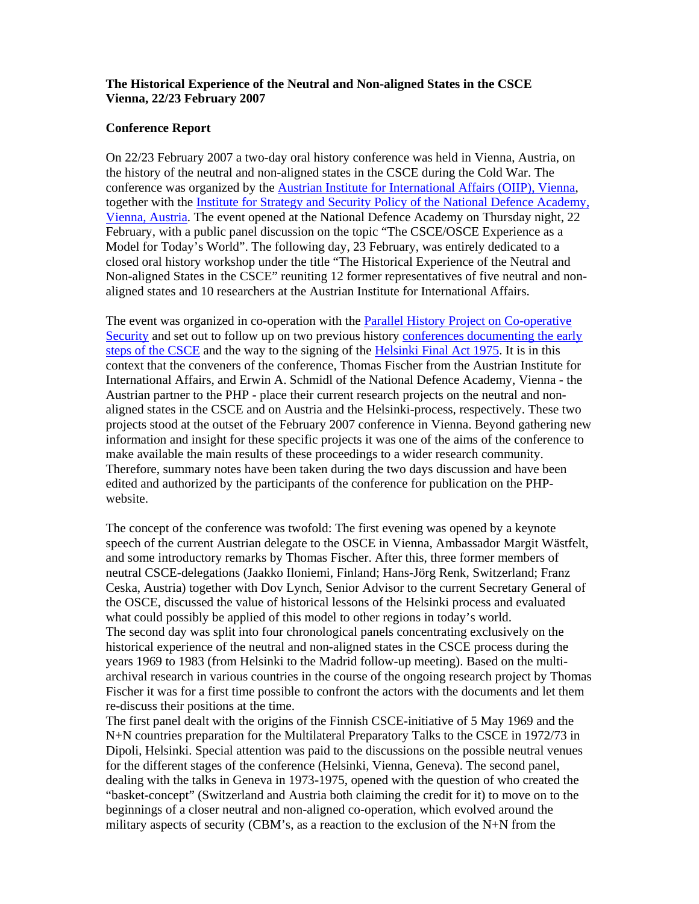**The Historical Experience of the Neutral and Non-aligned States in the CSCE**
**Vienna, 22/23 February 2007**

**Conference Report**

On 22/23 February 2007 a two-day oral history conference was held in Vienna, Austria, on the history of the neutral and non-aligned states in the CSCE during the Cold War. The conference was organized by the Austrian Institute for International Affairs (OIIP), Vienna, together with the Institute for Strategy and Security Policy of the National Defence Academy, Vienna, Austria. The event opened at the National Defence Academy on Thursday night, 22 February, with a public panel discussion on the topic "The CSCE/OSCE Experience as a Model for Today's World". The following day, 23 February, was entirely dedicated to a closed oral history workshop under the title "The Historical Experience of the Neutral and Non-aligned States in the CSCE" reuniting 12 former representatives of five neutral and non-aligned states and 10 researchers at the Austrian Institute for International Affairs.

The event was organized in co-operation with the Parallel History Project on Co-operative Security and set out to follow up on two previous history conferences documenting the early steps of the CSCE and the way to the signing of the Helsinki Final Act 1975. It is in this context that the conveners of the conference, Thomas Fischer from the Austrian Institute for International Affairs, and Erwin A. Schmidl of the National Defence Academy, Vienna - the Austrian partner to the PHP - place their current research projects on the neutral and non-aligned states in the CSCE and on Austria and the Helsinki-process, respectively. These two projects stood at the outset of the February 2007 conference in Vienna. Beyond gathering new information and insight for these specific projects it was one of the aims of the conference to make available the main results of these proceedings to a wider research community. Therefore, summary notes have been taken during the two days discussion and have been edited and authorized by the participants of the conference for publication on the PHP-website.

The concept of the conference was twofold: The first evening was opened by a keynote speech of the current Austrian delegate to the OSCE in Vienna, Ambassador Margit Wästfelt, and some introductory remarks by Thomas Fischer. After this, three former members of neutral CSCE-delegations (Jaakko Iloniemi, Finland; Hans-Jörg Renk, Switzerland; Franz Ceska, Austria) together with Dov Lynch, Senior Advisor to the current Secretary General of the OSCE, discussed the value of historical lessons of the Helsinki process and evaluated what could possibly be applied of this model to other regions in today's world.
The second day was split into four chronological panels concentrating exclusively on the historical experience of the neutral and non-aligned states in the CSCE process during the years 1969 to 1983 (from Helsinki to the Madrid follow-up meeting). Based on the multi-archival research in various countries in the course of the ongoing research project by Thomas Fischer it was for a first time possible to confront the actors with the documents and let them re-discuss their positions at the time.
The first panel dealt with the origins of the Finnish CSCE-initiative of 5 May 1969 and the N+N countries preparation for the Multilateral Preparatory Talks to the CSCE in 1972/73 in Dipoli, Helsinki. Special attention was paid to the discussions on the possible neutral venues for the different stages of the conference (Helsinki, Vienna, Geneva). The second panel, dealing with the talks in Geneva in 1973-1975, opened with the question of who created the "basket-concept" (Switzerland and Austria both claiming the credit for it) to move on to the beginnings of a closer neutral and non-aligned co-operation, which evolved around the military aspects of security (CBM's, as a reaction to the exclusion of the N+N from the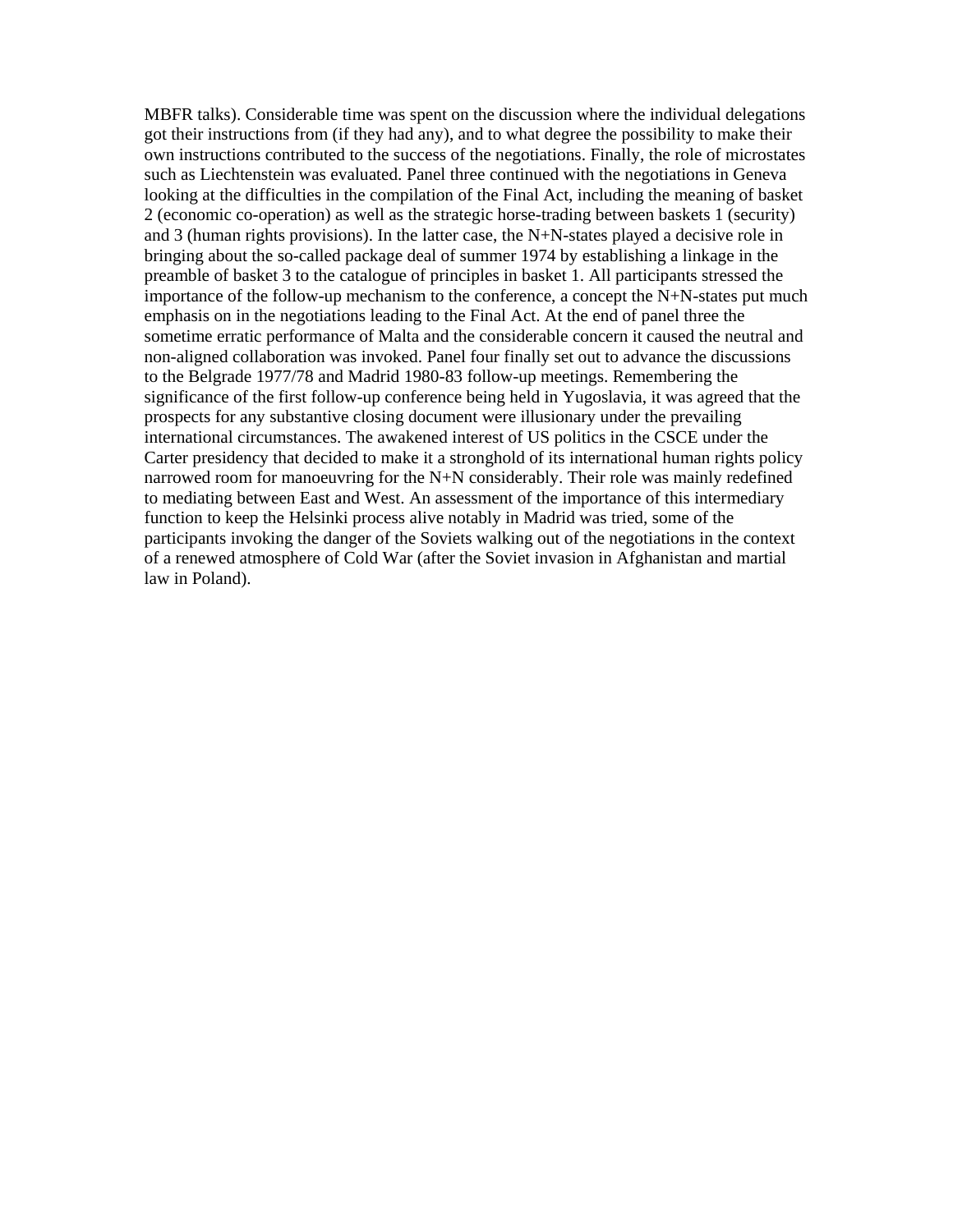MBFR talks). Considerable time was spent on the discussion where the individual delegations got their instructions from (if they had any), and to what degree the possibility to make their own instructions contributed to the success of the negotiations. Finally, the role of microstates such as Liechtenstein was evaluated. Panel three continued with the negotiations in Geneva looking at the difficulties in the compilation of the Final Act, including the meaning of basket 2 (economic co-operation) as well as the strategic horse-trading between baskets 1 (security) and 3 (human rights provisions). In the latter case, the N+N-states played a decisive role in bringing about the so-called package deal of summer 1974 by establishing a linkage in the preamble of basket 3 to the catalogue of principles in basket 1. All participants stressed the importance of the follow-up mechanism to the conference, a concept the N+N-states put much emphasis on in the negotiations leading to the Final Act. At the end of panel three the sometime erratic performance of Malta and the considerable concern it caused the neutral and non-aligned collaboration was invoked. Panel four finally set out to advance the discussions to the Belgrade 1977/78 and Madrid 1980-83 follow-up meetings. Remembering the significance of the first follow-up conference being held in Yugoslavia, it was agreed that the prospects for any substantive closing document were illusionary under the prevailing international circumstances. The awakened interest of US politics in the CSCE under the Carter presidency that decided to make it a stronghold of its international human rights policy narrowed room for manoeuvring for the N+N considerably. Their role was mainly redefined to mediating between East and West. An assessment of the importance of this intermediary function to keep the Helsinki process alive notably in Madrid was tried, some of the participants invoking the danger of the Soviets walking out of the negotiations in the context of a renewed atmosphere of Cold War (after the Soviet invasion in Afghanistan and martial law in Poland).